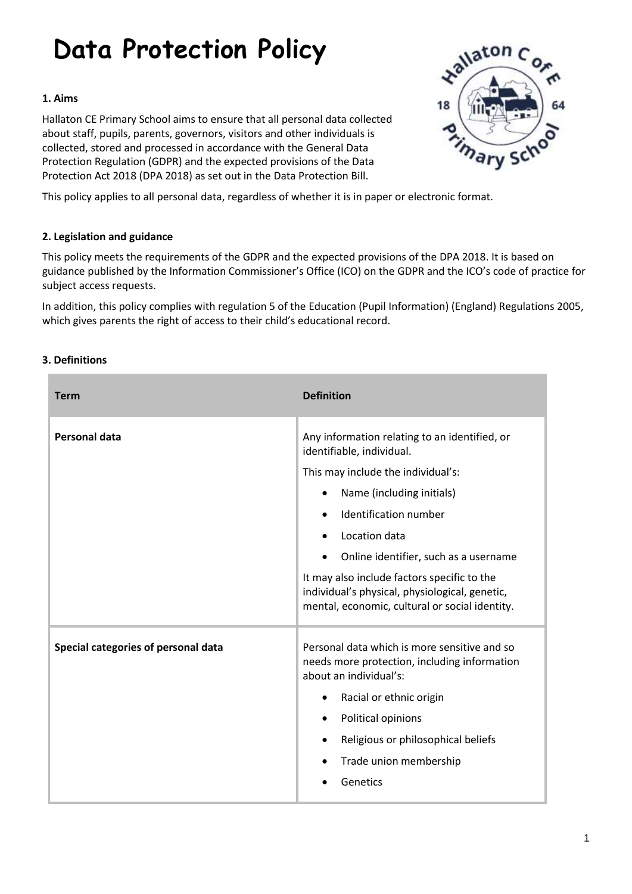# Data Protection Policy

## 1. Aims

Hallaton CE Primary School aims to ensure that all personal data collected about staff, pupils, parents, governors, visitors and other individuals is collected, stored and processed in accordance with the General Data Protection Regulation (GDPR) and the expected provisions of the Data Protection Act 2018 (DPA 2018) as set out in the Data Protection Bill.

This policy applies to all personal data, regardless of whether it is in paper or electronic format.

## 2. Legislation and guidance

This policy meets the requirements of the GDPR and the expected provisions of the DPA 2018. It is based on guidance published by the Information Commissioner's Office (ICO) on the GDPR and the ICO's code of practice for subject access requests.

In addition, this policy complies with regulation 5 of the Education (Pupil Information) (England) Regulations 2005, which gives parents the right of access to their child's educational record.

## 3. Definitions

| Term | Definition |
|---|---|
| **Personal data** | Any information relating to an identified, or identifiable, individual.<br>This may include the individual's:<br>• Name (including initials)<br>• Identification number<br>• Location data<br>• Online identifier, such as a username<br>It may also include factors specific to the individual's physical, physiological, genetic, mental, economic, cultural or social identity. |
| **Special categories of personal data** | Personal data which is more sensitive and so needs more protection, including information about an individual's:<br>• Racial or ethnic origin<br>• Political opinions<br>• Religious or philosophical beliefs<br>• Trade union membership<br>• Genetics |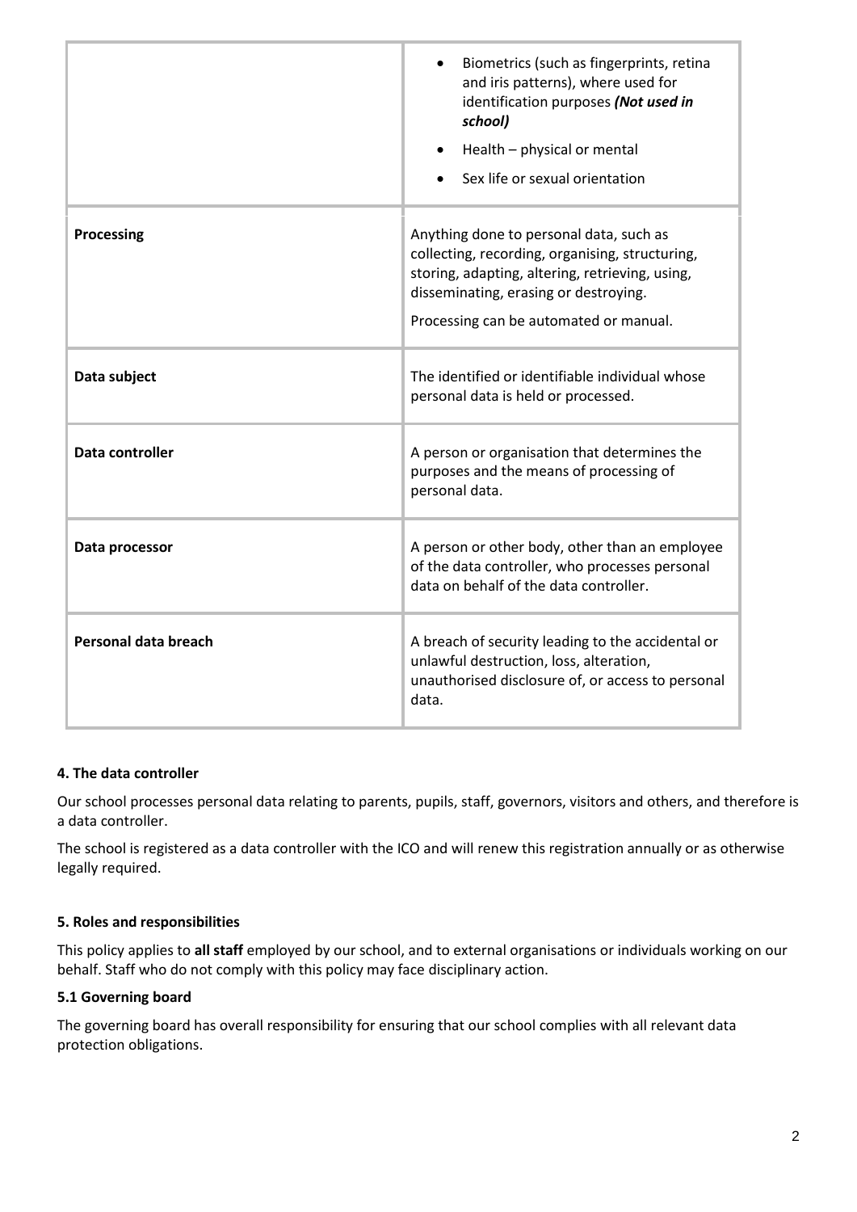| | |
|---|---|
| | <ul><li>Biometrics (such as fingerprints, retina and iris patterns), where used for identification purposes ***(Not used in school)***</li><li>Health – physical or mental</li><li>Sex life or sexual orientation</li></ul> |
| **Processing** | Anything done to personal data, such as collecting, recording, organising, structuring, storing, adapting, altering, retrieving, using, disseminating, erasing or destroying.<br><br>Processing can be automated or manual. |
| **Data subject** | The identified or identifiable individual whose personal data is held or processed. |
| **Data controller** | A person or organisation that determines the purposes and the means of processing of personal data. |
| **Data processor** | A person or other body, other than an employee of the data controller, who processes personal data on behalf of the data controller. |
| **Personal data breach** | A breach of security leading to the accidental or unlawful destruction, loss, alteration, unauthorised disclosure of, or access to personal data. |

#### 4. The data controller

Our school processes personal data relating to parents, pupils, staff, governors, visitors and others, and therefore is a data controller.

The school is registered as a data controller with the ICO and will renew this registration annually or as otherwise legally required.

#### 5. Roles and responsibilities

This policy applies to **all staff** employed by our school, and to external organisations or individuals working on our behalf. Staff who do not comply with this policy may face disciplinary action.

#### 5.1 Governing board

The governing board has overall responsibility for ensuring that our school complies with all relevant data protection obligations.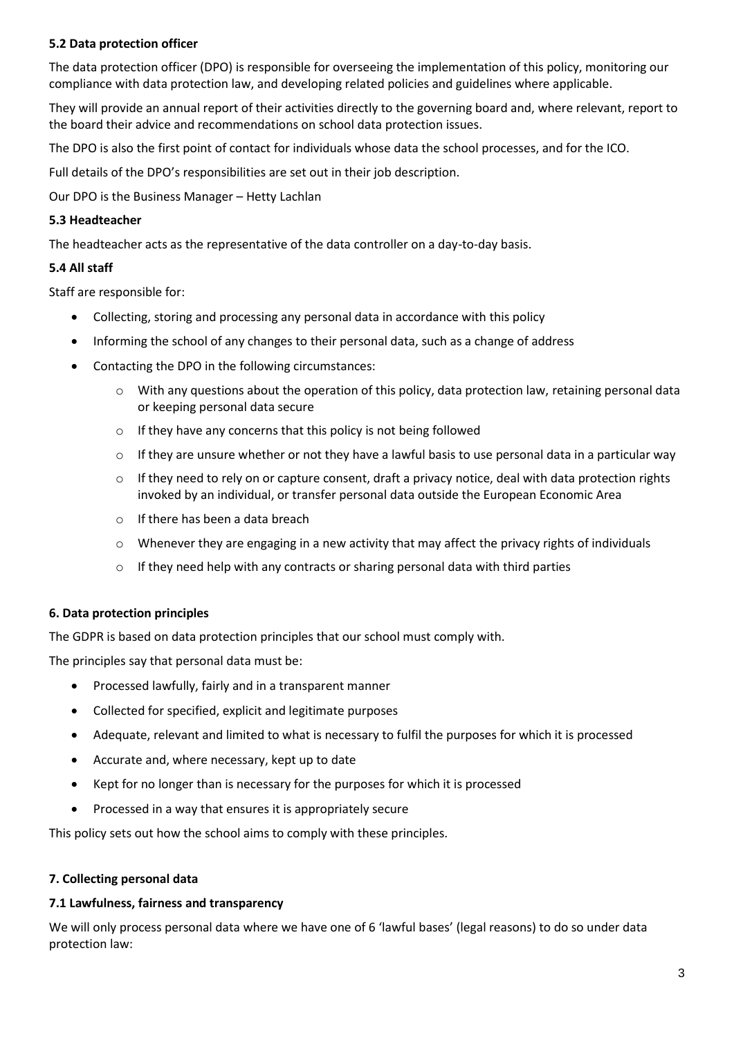### 5.2 Data protection officer

The data protection officer (DPO) is responsible for overseeing the implementation of this policy, monitoring our compliance with data protection law, and developing related policies and guidelines where applicable.

They will provide an annual report of their activities directly to the governing board and, where relevant, report to the board their advice and recommendations on school data protection issues.

The DPO is also the first point of contact for individuals whose data the school processes, and for the ICO.

Full details of the DPO's responsibilities are set out in their job description.

Our DPO is the Business Manager – Hetty Lachlan

### 5.3 Headteacher

The headteacher acts as the representative of the data controller on a day-to-day basis.

### 5.4 All staff

Staff are responsible for:

- Collecting, storing and processing any personal data in accordance with this policy
- Informing the school of any changes to their personal data, such as a change of address
- Contacting the DPO in the following circumstances:
  - With any questions about the operation of this policy, data protection law, retaining personal data or keeping personal data secure
  - If they have any concerns that this policy is not being followed
  - If they are unsure whether or not they have a lawful basis to use personal data in a particular way
  - If they need to rely on or capture consent, draft a privacy notice, deal with data protection rights invoked by an individual, or transfer personal data outside the European Economic Area
  - If there has been a data breach
  - Whenever they are engaging in a new activity that may affect the privacy rights of individuals
  - If they need help with any contracts or sharing personal data with third parties

## 6. Data protection principles

The GDPR is based on data protection principles that our school must comply with.

The principles say that personal data must be:

- Processed lawfully, fairly and in a transparent manner
- Collected for specified, explicit and legitimate purposes
- Adequate, relevant and limited to what is necessary to fulfil the purposes for which it is processed
- Accurate and, where necessary, kept up to date
- Kept for no longer than is necessary for the purposes for which it is processed
- Processed in a way that ensures it is appropriately secure

This policy sets out how the school aims to comply with these principles.

## 7. Collecting personal data

### 7.1 Lawfulness, fairness and transparency

We will only process personal data where we have one of 6 'lawful bases' (legal reasons) to do so under data protection law: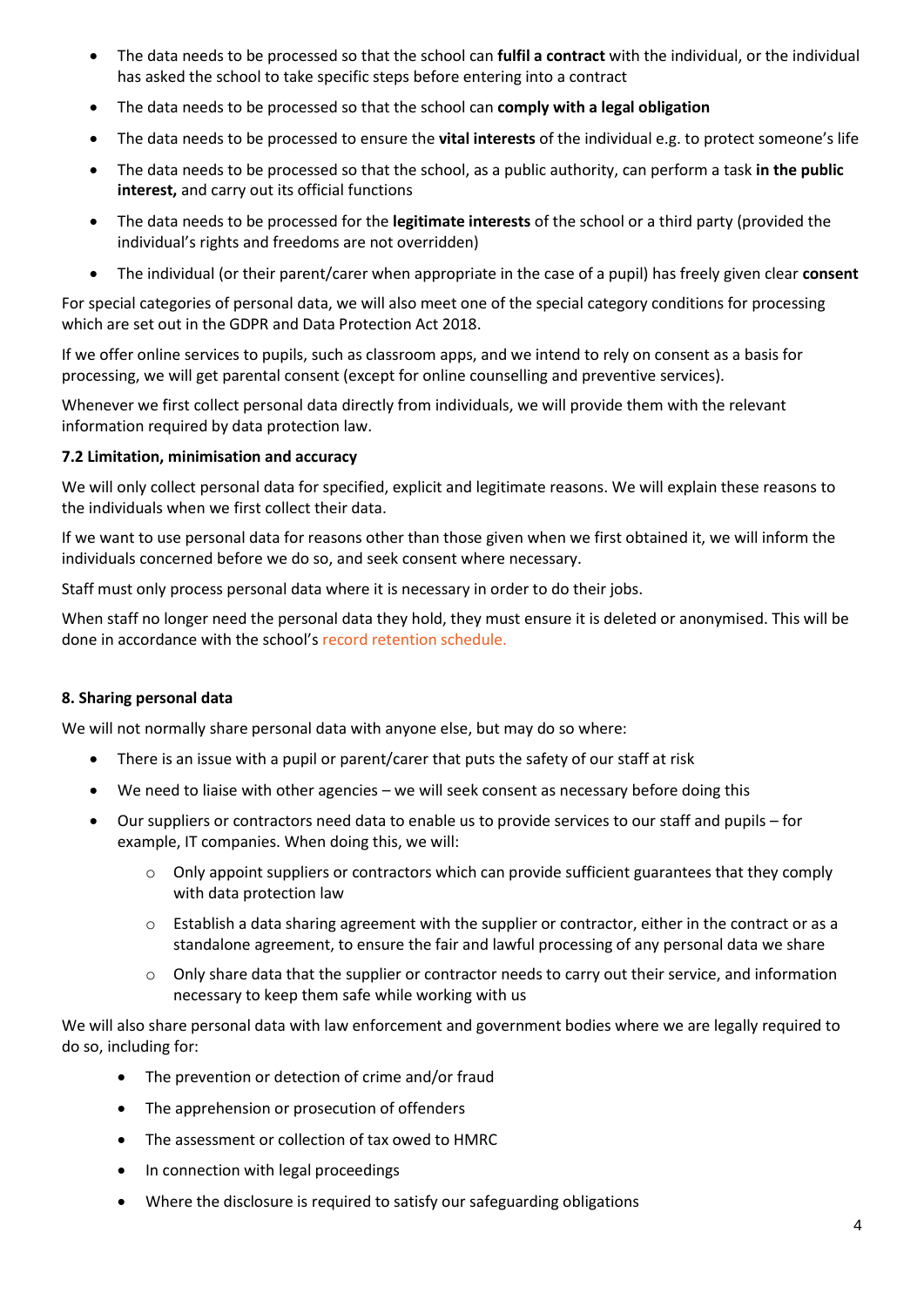- The data needs to be processed so that the school can **fulfil a contract** with the individual, or the individual has asked the school to take specific steps before entering into a contract
- The data needs to be processed so that the school can **comply with a legal obligation**
- The data needs to be processed to ensure the **vital interests** of the individual e.g. to protect someone's life
- The data needs to be processed so that the school, as a public authority, can perform a task **in the public interest,** and carry out its official functions
- The data needs to be processed for the **legitimate interests** of the school or a third party (provided the individual's rights and freedoms are not overridden)
- The individual (or their parent/carer when appropriate in the case of a pupil) has freely given clear **consent**

For special categories of personal data, we will also meet one of the special category conditions for processing which are set out in the GDPR and Data Protection Act 2018.

If we offer online services to pupils, such as classroom apps, and we intend to rely on consent as a basis for processing, we will get parental consent (except for online counselling and preventive services).

Whenever we first collect personal data directly from individuals, we will provide them with the relevant information required by data protection law.

**7.2 Limitation, minimisation and accuracy**

We will only collect personal data for specified, explicit and legitimate reasons. We will explain these reasons to the individuals when we first collect their data.

If we want to use personal data for reasons other than those given when we first obtained it, we will inform the individuals concerned before we do so, and seek consent where necessary.

Staff must only process personal data where it is necessary in order to do their jobs.

When staff no longer need the personal data they hold, they must ensure it is deleted or anonymised. This will be done in accordance with the school's record retention schedule.

**8. Sharing personal data**

We will not normally share personal data with anyone else, but may do so where:

- There is an issue with a pupil or parent/carer that puts the safety of our staff at risk
- We need to liaise with other agencies – we will seek consent as necessary before doing this
- Our suppliers or contractors need data to enable us to provide services to our staff and pupils – for example, IT companies. When doing this, we will:
  - Only appoint suppliers or contractors which can provide sufficient guarantees that they comply with data protection law
  - Establish a data sharing agreement with the supplier or contractor, either in the contract or as a standalone agreement, to ensure the fair and lawful processing of any personal data we share
  - Only share data that the supplier or contractor needs to carry out their service, and information necessary to keep them safe while working with us

We will also share personal data with law enforcement and government bodies where we are legally required to do so, including for:

- The prevention or detection of crime and/or fraud
- The apprehension or prosecution of offenders
- The assessment or collection of tax owed to HMRC
- In connection with legal proceedings
- Where the disclosure is required to satisfy our safeguarding obligations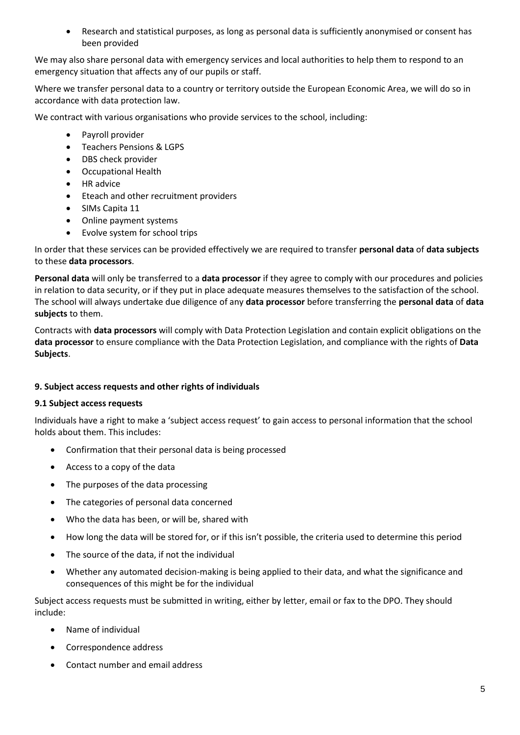- Research and statistical purposes, as long as personal data is sufficiently anonymised or consent has been provided

We may also share personal data with emergency services and local authorities to help them to respond to an emergency situation that affects any of our pupils or staff.

Where we transfer personal data to a country or territory outside the European Economic Area, we will do so in accordance with data protection law.

We contract with various organisations who provide services to the school, including:

- Payroll provider
- Teachers Pensions & LGPS
- DBS check provider
- Occupational Health
- HR advice
- Eteach and other recruitment providers
- SIMs Capita 11
- Online payment systems
- Evolve system for school trips

In order that these services can be provided effectively we are required to transfer **personal data** of **data subjects** to these **data processors**.

**Personal data** will only be transferred to a **data processor** if they agree to comply with our procedures and policies in relation to data security, or if they put in place adequate measures themselves to the satisfaction of the school. The school will always undertake due diligence of any **data processor** before transferring the **personal data** of **data subjects** to them.

Contracts with **data processors** will comply with Data Protection Legislation and contain explicit obligations on the **data processor** to ensure compliance with the Data Protection Legislation, and compliance with the rights of **Data Subjects**.

## 9. Subject access requests and other rights of individuals

### 9.1 Subject access requests

Individuals have a right to make a 'subject access request' to gain access to personal information that the school holds about them. This includes:

- Confirmation that their personal data is being processed
- Access to a copy of the data
- The purposes of the data processing
- The categories of personal data concerned
- Who the data has been, or will be, shared with
- How long the data will be stored for, or if this isn't possible, the criteria used to determine this period
- The source of the data, if not the individual
- Whether any automated decision-making is being applied to their data, and what the significance and consequences of this might be for the individual

Subject access requests must be submitted in writing, either by letter, email or fax to the DPO. They should include:

- Name of individual
- Correspondence address
- Contact number and email address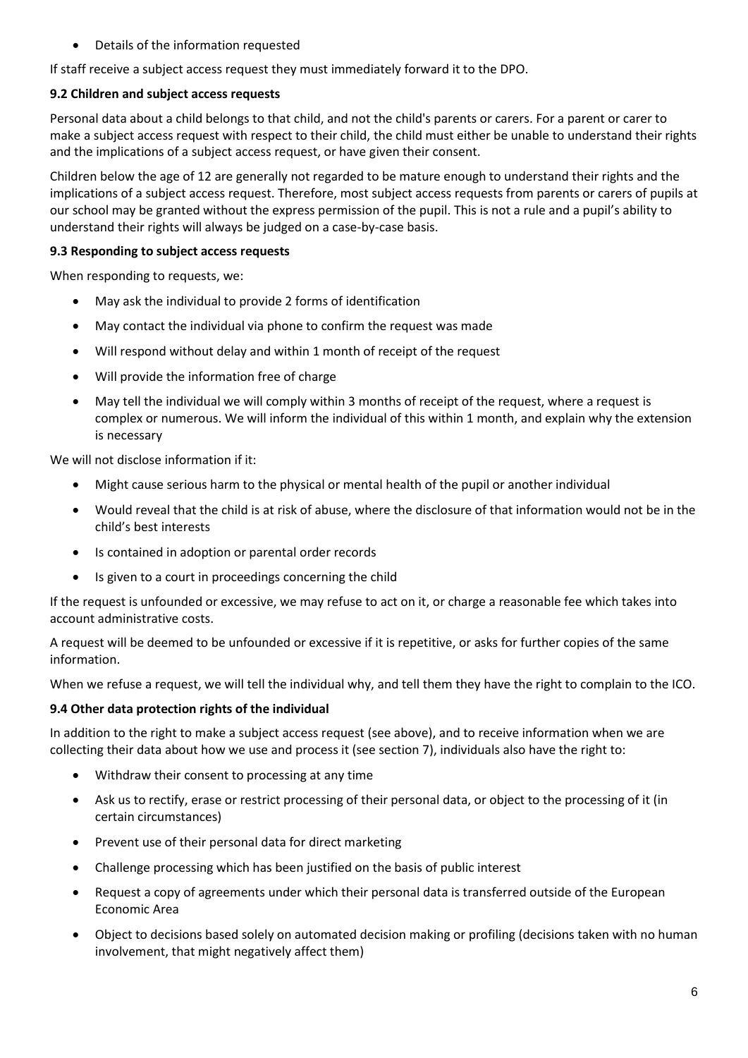- Details of the information requested

If staff receive a subject access request they must immediately forward it to the DPO.

### 9.2 Children and subject access requests

Personal data about a child belongs to that child, and not the child's parents or carers. For a parent or carer to make a subject access request with respect to their child, the child must either be unable to understand their rights and the implications of a subject access request, or have given their consent.

Children below the age of 12 are generally not regarded to be mature enough to understand their rights and the implications of a subject access request. Therefore, most subject access requests from parents or carers of pupils at our school may be granted without the express permission of the pupil. This is not a rule and a pupil's ability to understand their rights will always be judged on a case-by-case basis.

### 9.3 Responding to subject access requests

When responding to requests, we:

- May ask the individual to provide 2 forms of identification
- May contact the individual via phone to confirm the request was made
- Will respond without delay and within 1 month of receipt of the request
- Will provide the information free of charge
- May tell the individual we will comply within 3 months of receipt of the request, where a request is complex or numerous. We will inform the individual of this within 1 month, and explain why the extension is necessary

We will not disclose information if it:

- Might cause serious harm to the physical or mental health of the pupil or another individual
- Would reveal that the child is at risk of abuse, where the disclosure of that information would not be in the child's best interests
- Is contained in adoption or parental order records
- Is given to a court in proceedings concerning the child

If the request is unfounded or excessive, we may refuse to act on it, or charge a reasonable fee which takes into account administrative costs.

A request will be deemed to be unfounded or excessive if it is repetitive, or asks for further copies of the same information.

When we refuse a request, we will tell the individual why, and tell them they have the right to complain to the ICO.

### 9.4 Other data protection rights of the individual

In addition to the right to make a subject access request (see above), and to receive information when we are collecting their data about how we use and process it (see section 7), individuals also have the right to:

- Withdraw their consent to processing at any time
- Ask us to rectify, erase or restrict processing of their personal data, or object to the processing of it (in certain circumstances)
- Prevent use of their personal data for direct marketing
- Challenge processing which has been justified on the basis of public interest
- Request a copy of agreements under which their personal data is transferred outside of the European Economic Area
- Object to decisions based solely on automated decision making or profiling (decisions taken with no human involvement, that might negatively affect them)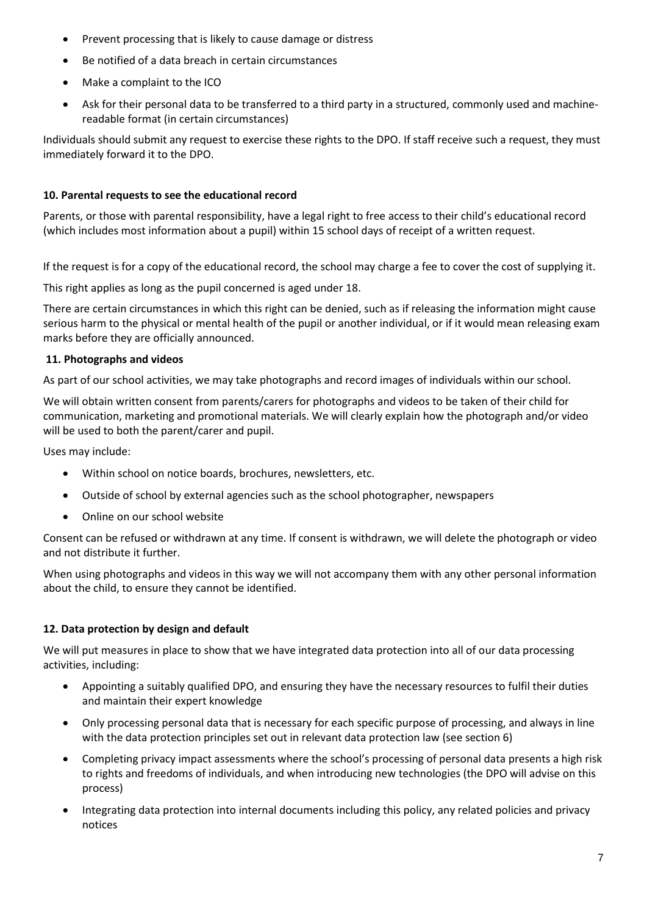- Prevent processing that is likely to cause damage or distress
- Be notified of a data breach in certain circumstances
- Make a complaint to the ICO
- Ask for their personal data to be transferred to a third party in a structured, commonly used and machine-readable format (in certain circumstances)

Individuals should submit any request to exercise these rights to the DPO. If staff receive such a request, they must immediately forward it to the DPO.

**10. Parental requests to see the educational record**

Parents, or those with parental responsibility, have a legal right to free access to their child's educational record (which includes most information about a pupil) within 15 school days of receipt of a written request.

If the request is for a copy of the educational record, the school may charge a fee to cover the cost of supplying it.

This right applies as long as the pupil concerned is aged under 18.

There are certain circumstances in which this right can be denied, such as if releasing the information might cause serious harm to the physical or mental health of the pupil or another individual, or if it would mean releasing exam marks before they are officially announced.

**11. Photographs and videos**

As part of our school activities, we may take photographs and record images of individuals within our school.

We will obtain written consent from parents/carers for photographs and videos to be taken of their child for communication, marketing and promotional materials. We will clearly explain how the photograph and/or video will be used to both the parent/carer and pupil.

Uses may include:

- Within school on notice boards, brochures, newsletters, etc.
- Outside of school by external agencies such as the school photographer, newspapers
- Online on our school website

Consent can be refused or withdrawn at any time. If consent is withdrawn, we will delete the photograph or video and not distribute it further.

When using photographs and videos in this way we will not accompany them with any other personal information about the child, to ensure they cannot be identified.

**12. Data protection by design and default**

We will put measures in place to show that we have integrated data protection into all of our data processing activities, including:

- Appointing a suitably qualified DPO, and ensuring they have the necessary resources to fulfil their duties and maintain their expert knowledge
- Only processing personal data that is necessary for each specific purpose of processing, and always in line with the data protection principles set out in relevant data protection law (see section 6)
- Completing privacy impact assessments where the school's processing of personal data presents a high risk to rights and freedoms of individuals, and when introducing new technologies (the DPO will advise on this process)
- Integrating data protection into internal documents including this policy, any related policies and privacy notices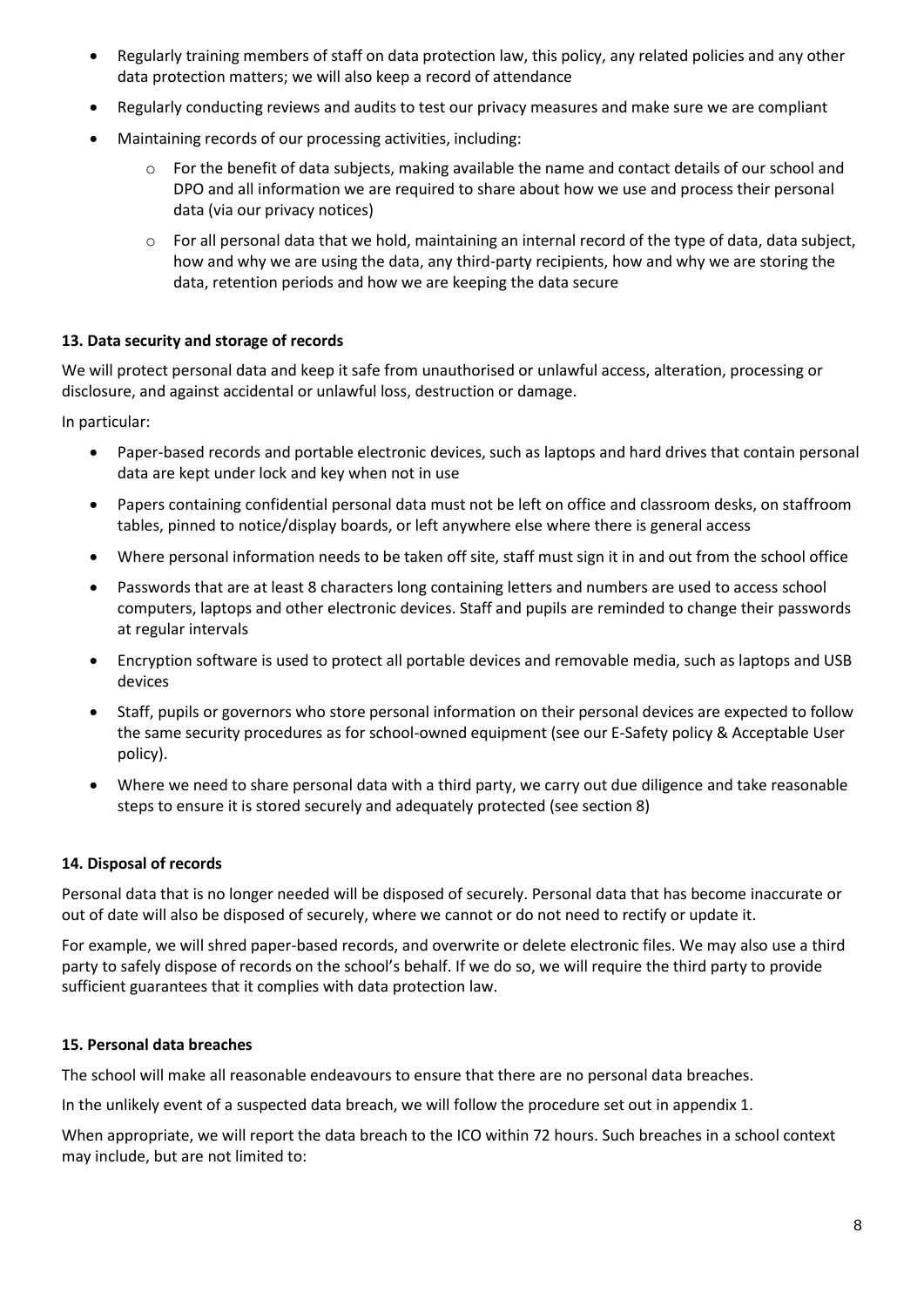- Regularly training members of staff on data protection law, this policy, any related policies and any other data protection matters; we will also keep a record of attendance
- Regularly conducting reviews and audits to test our privacy measures and make sure we are compliant
- Maintaining records of our processing activities, including:
  - For the benefit of data subjects, making available the name and contact details of our school and DPO and all information we are required to share about how we use and process their personal data (via our privacy notices)
  - For all personal data that we hold, maintaining an internal record of the type of data, data subject, how and why we are using the data, any third-party recipients, how and why we are storing the data, retention periods and how we are keeping the data secure

**13. Data security and storage of records**

We will protect personal data and keep it safe from unauthorised or unlawful access, alteration, processing or disclosure, and against accidental or unlawful loss, destruction or damage.

In particular:

- Paper-based records and portable electronic devices, such as laptops and hard drives that contain personal data are kept under lock and key when not in use
- Papers containing confidential personal data must not be left on office and classroom desks, on staffroom tables, pinned to notice/display boards, or left anywhere else where there is general access
- Where personal information needs to be taken off site, staff must sign it in and out from the school office
- Passwords that are at least 8 characters long containing letters and numbers are used to access school computers, laptops and other electronic devices. Staff and pupils are reminded to change their passwords at regular intervals
- Encryption software is used to protect all portable devices and removable media, such as laptops and USB devices
- Staff, pupils or governors who store personal information on their personal devices are expected to follow the same security procedures as for school-owned equipment (see our E-Safety policy & Acceptable User policy).
- Where we need to share personal data with a third party, we carry out due diligence and take reasonable steps to ensure it is stored securely and adequately protected (see section 8)

**14. Disposal of records**

Personal data that is no longer needed will be disposed of securely. Personal data that has become inaccurate or out of date will also be disposed of securely, where we cannot or do not need to rectify or update it.

For example, we will shred paper-based records, and overwrite or delete electronic files. We may also use a third party to safely dispose of records on the school's behalf. If we do so, we will require the third party to provide sufficient guarantees that it complies with data protection law.

**15. Personal data breaches**

The school will make all reasonable endeavours to ensure that there are no personal data breaches.

In the unlikely event of a suspected data breach, we will follow the procedure set out in appendix 1.

When appropriate, we will report the data breach to the ICO within 72 hours. Such breaches in a school context may include, but are not limited to: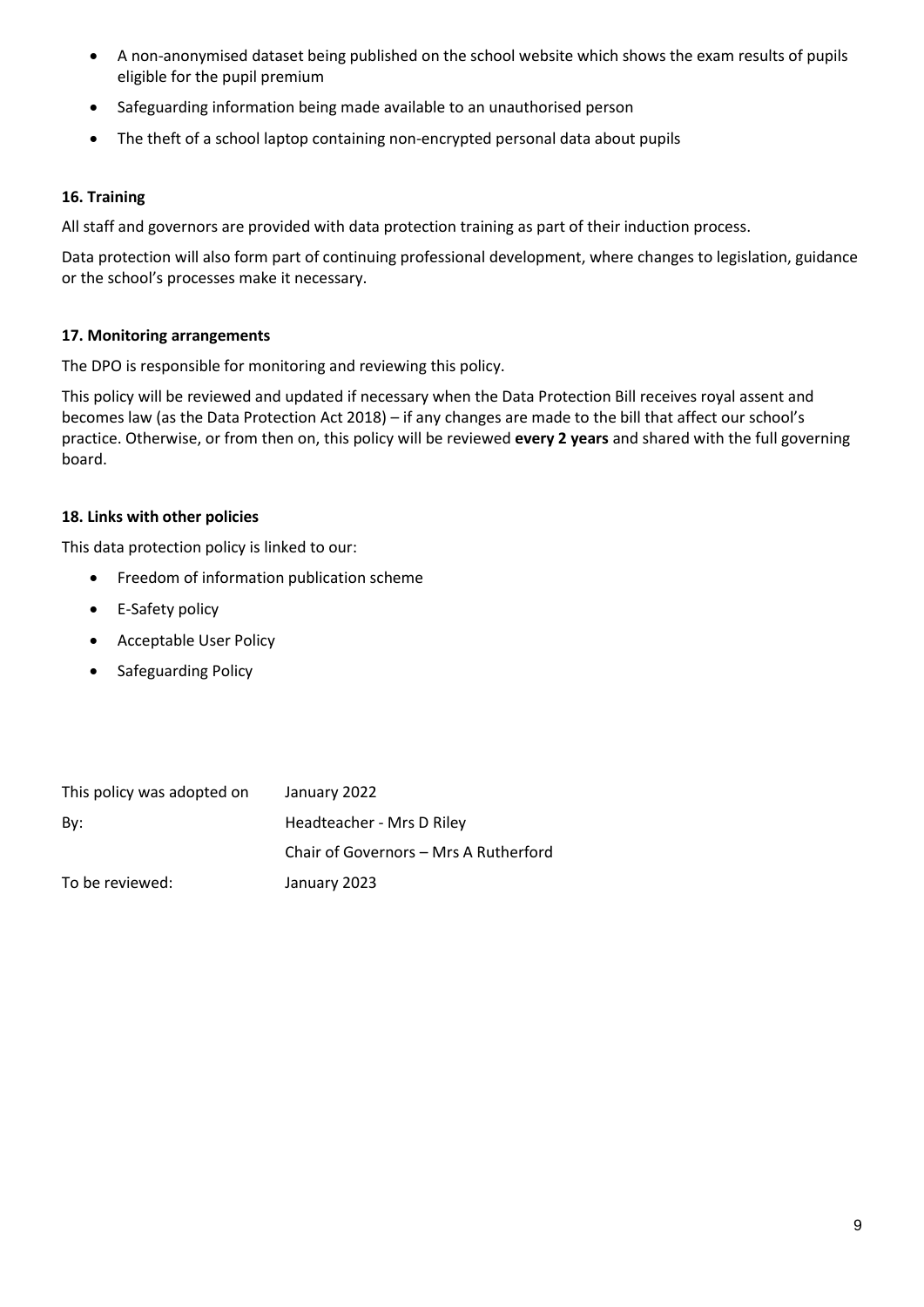- A non-anonymised dataset being published on the school website which shows the exam results of pupils eligible for the pupil premium
- Safeguarding information being made available to an unauthorised person
- The theft of a school laptop containing non-encrypted personal data about pupils

### 16. Training

All staff and governors are provided with data protection training as part of their induction process.

Data protection will also form part of continuing professional development, where changes to legislation, guidance or the school's processes make it necessary.

### 17. Monitoring arrangements

The DPO is responsible for monitoring and reviewing this policy.

This policy will be reviewed and updated if necessary when the Data Protection Bill receives royal assent and becomes law (as the Data Protection Act 2018) – if any changes are made to the bill that affect our school's practice. Otherwise, or from then on, this policy will be reviewed **every 2 years** and shared with the full governing board.

### 18. Links with other policies

This data protection policy is linked to our:

- Freedom of information publication scheme
- E-Safety policy
- Acceptable User Policy
- Safeguarding Policy

| | |
|---|---|
| This policy was adopted on | January 2022 |
| By: | Headteacher - Mrs D Riley |
| | Chair of Governors – Mrs A Rutherford |
| To be reviewed: | January 2023 |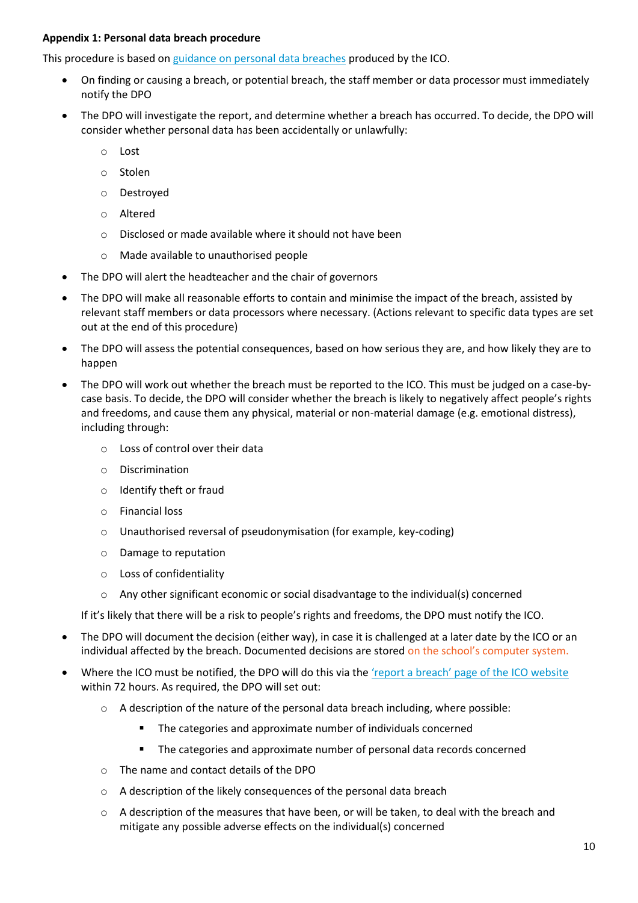**Appendix 1: Personal data breach procedure**

This procedure is based on guidance on personal data breaches produced by the ICO.

- On finding or causing a breach, or potential breach, the staff member or data processor must immediately notify the DPO
- The DPO will investigate the report, and determine whether a breach has occurred. To decide, the DPO will consider whether personal data has been accidentally or unlawfully:
    - Lost
    - Stolen
    - Destroyed
    - Altered
    - Disclosed or made available where it should not have been
    - Made available to unauthorised people
- The DPO will alert the headteacher and the chair of governors
- The DPO will make all reasonable efforts to contain and minimise the impact of the breach, assisted by relevant staff members or data processors where necessary. (Actions relevant to specific data types are set out at the end of this procedure)
- The DPO will assess the potential consequences, based on how serious they are, and how likely they are to happen
- The DPO will work out whether the breach must be reported to the ICO. This must be judged on a case-by-case basis. To decide, the DPO will consider whether the breach is likely to negatively affect people's rights and freedoms, and cause them any physical, material or non-material damage (e.g. emotional distress), including through:
    - Loss of control over their data
    - Discrimination
    - Identify theft or fraud
    - Financial loss
    - Unauthorised reversal of pseudonymisation (for example, key-coding)
    - Damage to reputation
    - Loss of confidentiality
    - Any other significant economic or social disadvantage to the individual(s) concerned

  If it's likely that there will be a risk to people's rights and freedoms, the DPO must notify the ICO.
- The DPO will document the decision (either way), in case it is challenged at a later date by the ICO or an individual affected by the breach. Documented decisions are stored on the school's computer system.
- Where the ICO must be notified, the DPO will do this via the 'report a breach' page of the ICO website within 72 hours. As required, the DPO will set out:
    - A description of the nature of the personal data breach including, where possible:
        - The categories and approximate number of individuals concerned
        - The categories and approximate number of personal data records concerned
    - The name and contact details of the DPO
    - A description of the likely consequences of the personal data breach
    - A description of the measures that have been, or will be taken, to deal with the breach and mitigate any possible adverse effects on the individual(s) concerned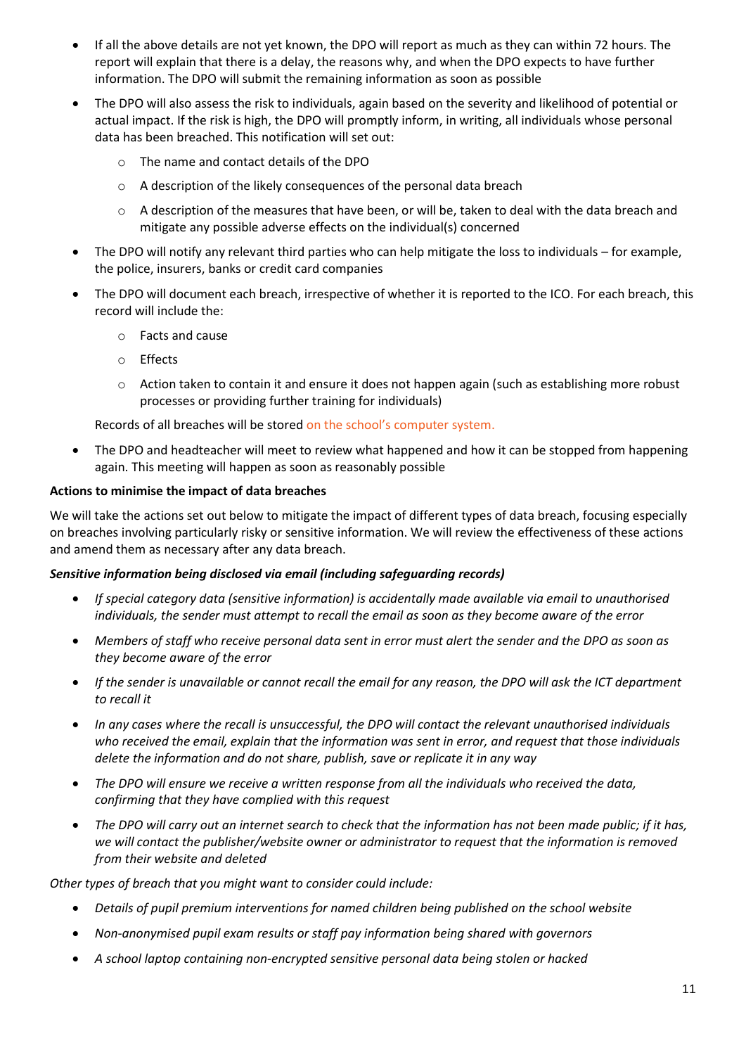- If all the above details are not yet known, the DPO will report as much as they can within 72 hours. The report will explain that there is a delay, the reasons why, and when the DPO expects to have further information. The DPO will submit the remaining information as soon as possible
- The DPO will also assess the risk to individuals, again based on the severity and likelihood of potential or actual impact. If the risk is high, the DPO will promptly inform, in writing, all individuals whose personal data has been breached. This notification will set out:
    - The name and contact details of the DPO
    - A description of the likely consequences of the personal data breach
    - A description of the measures that have been, or will be, taken to deal with the data breach and mitigate any possible adverse effects on the individual(s) concerned
- The DPO will notify any relevant third parties who can help mitigate the loss to individuals – for example, the police, insurers, banks or credit card companies
- The DPO will document each breach, irrespective of whether it is reported to the ICO. For each breach, this record will include the:
    - Facts and cause
    - Effects
    - Action taken to contain it and ensure it does not happen again (such as establishing more robust processes or providing further training for individuals)

  Records of all breaches will be stored on the school's computer system.
- The DPO and headteacher will meet to review what happened and how it can be stopped from happening again. This meeting will happen as soon as reasonably possible

**Actions to minimise the impact of data breaches**

We will take the actions set out below to mitigate the impact of different types of data breach, focusing especially on breaches involving particularly risky or sensitive information. We will review the effectiveness of these actions and amend them as necessary after any data breach.

***Sensitive information being disclosed via email (including safeguarding records)***

- *If special category data (sensitive information) is accidentally made available via email to unauthorised individuals, the sender must attempt to recall the email as soon as they become aware of the error*
- *Members of staff who receive personal data sent in error must alert the sender and the DPO as soon as they become aware of the error*
- *If the sender is unavailable or cannot recall the email for any reason, the DPO will ask the ICT department to recall it*
- *In any cases where the recall is unsuccessful, the DPO will contact the relevant unauthorised individuals who received the email, explain that the information was sent in error, and request that those individuals delete the information and do not share, publish, save or replicate it in any way*
- *The DPO will ensure we receive a written response from all the individuals who received the data, confirming that they have complied with this request*
- *The DPO will carry out an internet search to check that the information has not been made public; if it has, we will contact the publisher/website owner or administrator to request that the information is removed from their website and deleted*

*Other types of breach that you might want to consider could include:*

- *Details of pupil premium interventions for named children being published on the school website*
- *Non-anonymised pupil exam results or staff pay information being shared with governors*
- *A school laptop containing non-encrypted sensitive personal data being stolen or hacked*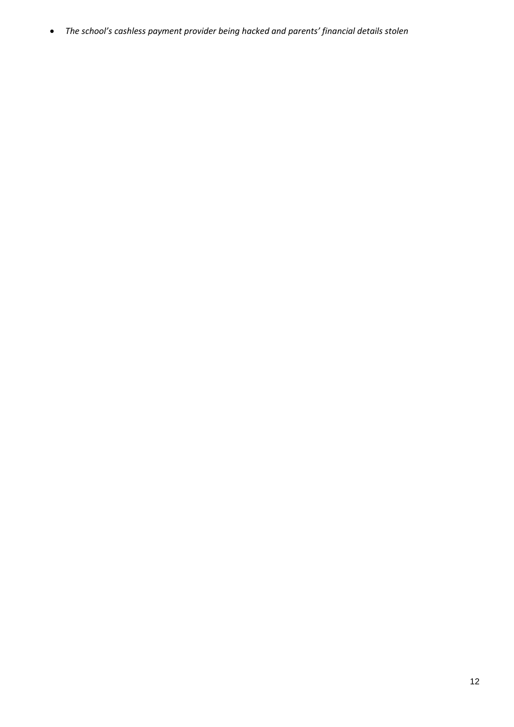- *The school's cashless payment provider being hacked and parents' financial details stolen*